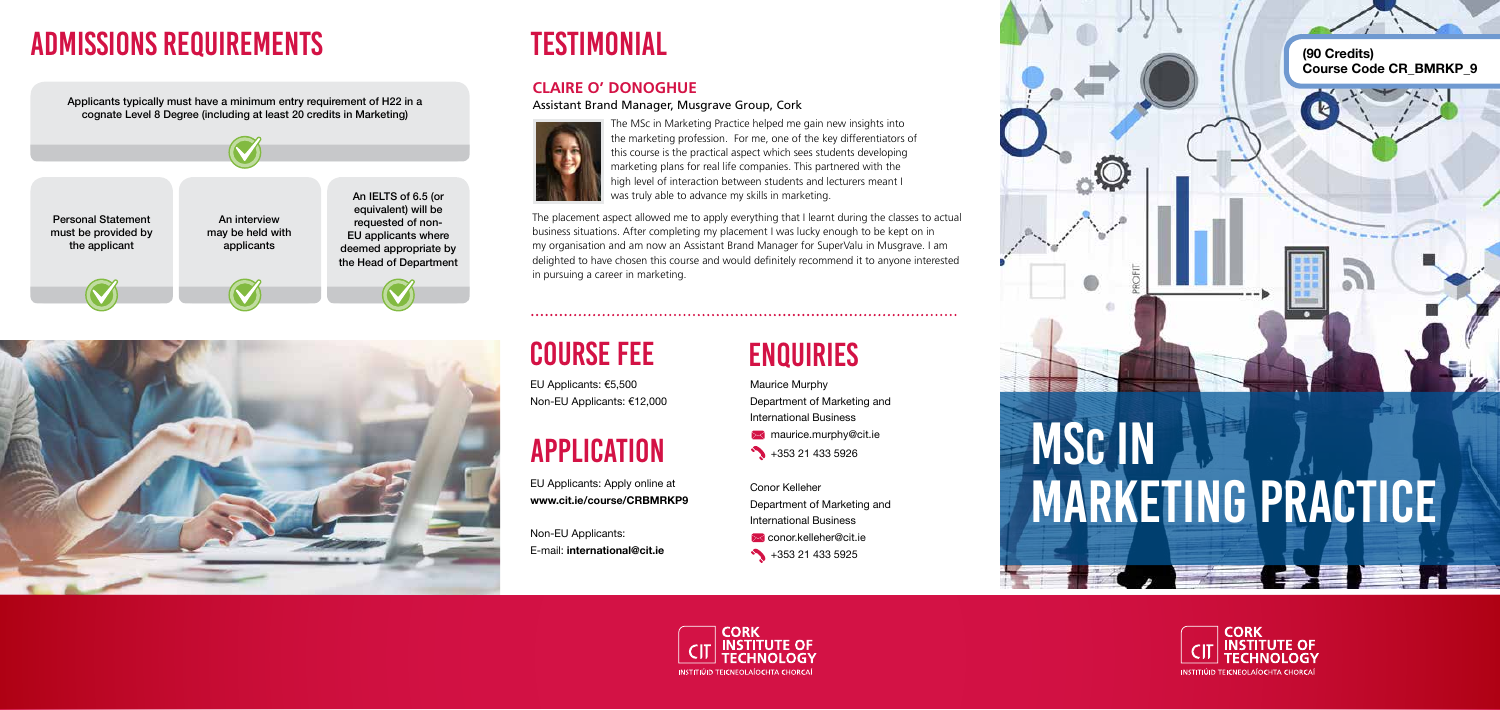# ADMISSIONS REQUIREMENTS

Applicants typically must have a minimum entry requirement of H22 in a cognate Level 8 Degree (including at least 20 credits in Marketing)

- Personal Statement must be provided by the applicant
- An interview may be held with applicants
- An IELTS of 6.5 (or equivalent) will be requested of non-EU applicants where deemed appropriate by the Head of Department

# TESTIMONIAL

### CLAIRE O' DONOGHUE

Assistant Brand Manager, Musgrave Group, Cork

The MSc in Marketing Practice helped me gain new insights into the marketing profession. For me, one of the key differentiators of this course is the practical aspect which sees students developing marketing plans for real life companies. This partnered with the high level of interaction between students and lecturers meant I was truly able to advance my skills in marketing.

The placement aspect allowed me to apply everything that I learnt during the classes to actual business situations. After completing my placement I was lucky enough to be kept on in my organisation and am now an Assistant Brand Manager for SuperValu in Musgrave. I am delighted to have chosen this course and would definitely recommend it to anyone interested in pursuing a career in marketing.

# COURSE FEE

EU Applicants: €5,500
Non-EU Applicants: €12,000

# APPLICATION

EU Applicants: Apply online at **www.cit.ie/course/CRBMRKP9**

Non-EU Applicants:
E-mail: **international@cit.ie**

# ENQUIRIES

Maurice Murphy
Department of Marketing and International Business
maurice.murphy@cit.ie
+353 21 433 5926

Conor Kelleher
Department of Marketing and International Business
conor.kelleher@cit.ie
+353 21 433 5925

**(90 Credits)**
**Course Code CR_BMRKP_9**

# MSc IN MARKETING PRACTICE

CORK INSTITUTE OF TECHNOLOGY
INSTITIÚID TEICNEOLAÍOCHTA CHORCAÍ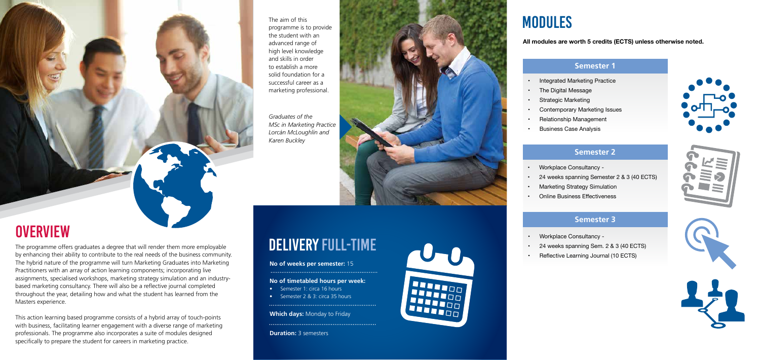# OVERVIEW

The programme offers graduates a degree that will render them more employable by enhancing their ability to contribute to the real needs of the business community. The hybrid nature of the programme will turn Marketing Graduates into Marketing Practitioners with an array of action learning components; incorporating live assignments, specialised workshops, marketing strategy simulation and an industry-based marketing consultancy. There will also be a reflective journal completed throughout the year, detailing how and what the student has learned from the Masters experience.

This action learning based programme consists of a hybrid array of touch-points with business, facilitating learner engagement with a diverse range of marketing professionals. The programme also incorporates a suite of modules designed specifically to prepare the student for careers in marketing practice.

The aim of this programme is to provide the student with an advanced range of high level knowledge and skills in order to establish a more solid foundation for a successful career as a marketing professional.

*Graduates of the MSc in Marketing Practice Lorcán McLoughlin and Karen Buckley*

# DELIVERY FULL-TIME

**No of weeks per semester:** 15

**No of timetabled hours per week:**

- Semester 1: circa 16 hours
- Semester 2 & 3: circa 35 hours

**Which days:** Monday to Friday

**Duration:** 3 semesters

# MODULES

**All modules are worth 5 credits (ECTS) unless otherwise noted.**

### Semester 1

- Integrated Marketing Practice
- The Digital Message
- Strategic Marketing
- Contemporary Marketing Issues
- Relationship Management
- Business Case Analysis

### Semester 2

- Workplace Consultancy -
- 24 weeks spanning Semester 2 & 3 (40 ECTS)
- Marketing Strategy Simulation
- Online Business Effectiveness

### Semester 3

- Workplace Consultancy -
- 24 weeks spanning Sem. 2 & 3 (40 ECTS)
- Reflective Learning Journal (10 ECTS)